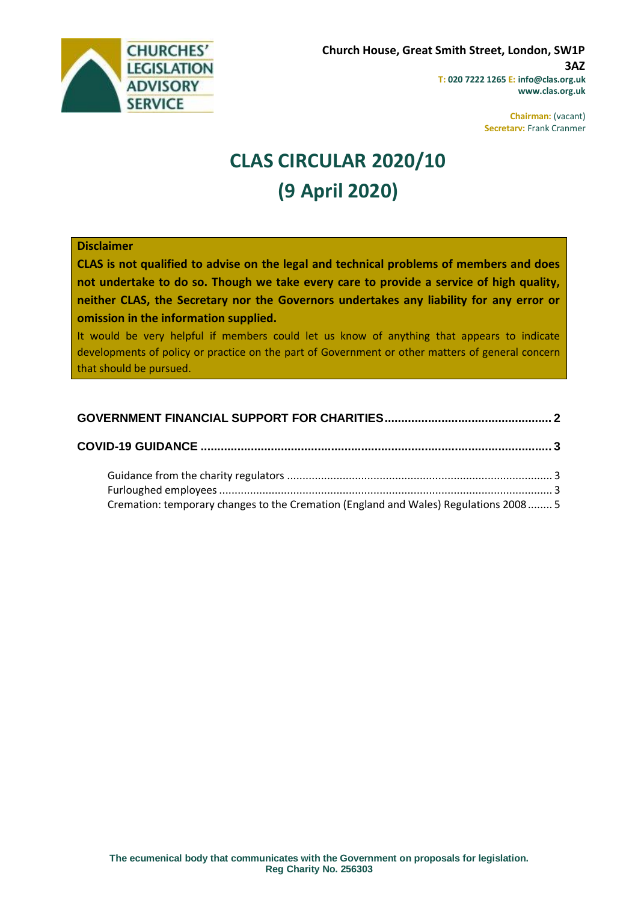Church House, Great Smith Street, London, SW1P 3AZ
T: 020 7222 1265 E: info@clas.org.uk
www.clas.org.uk

Chairman: (vacant)
Secretary: Frank Cranmer

# CLAS CIRCULAR 2020/10
# (9 April 2020)

**Disclaimer**

**CLAS is not qualified to advise on the legal and technical problems of members and does not undertake to do so. Though we take every care to provide a service of high quality, neither CLAS, the Secretary nor the Governors undertakes any liability for any error or omission in the information supplied.**

It would be very helpful if members could let us know of anything that appears to indicate developments of policy or practice on the part of Government or other matters of general concern that should be pursued.

**GOVERNMENT FINANCIAL SUPPORT FOR CHARITIES** .......... 2

**COVID-19 GUIDANCE** .......... 3

- Guidance from the charity regulators .......... 3
- Furloughed employees .......... 3
- Cremation: temporary changes to the Cremation (England and Wales) Regulations 2008 .......... 5

**The ecumenical body that communicates with the Government on proposals for legislation.**
**Reg Charity No. 256303**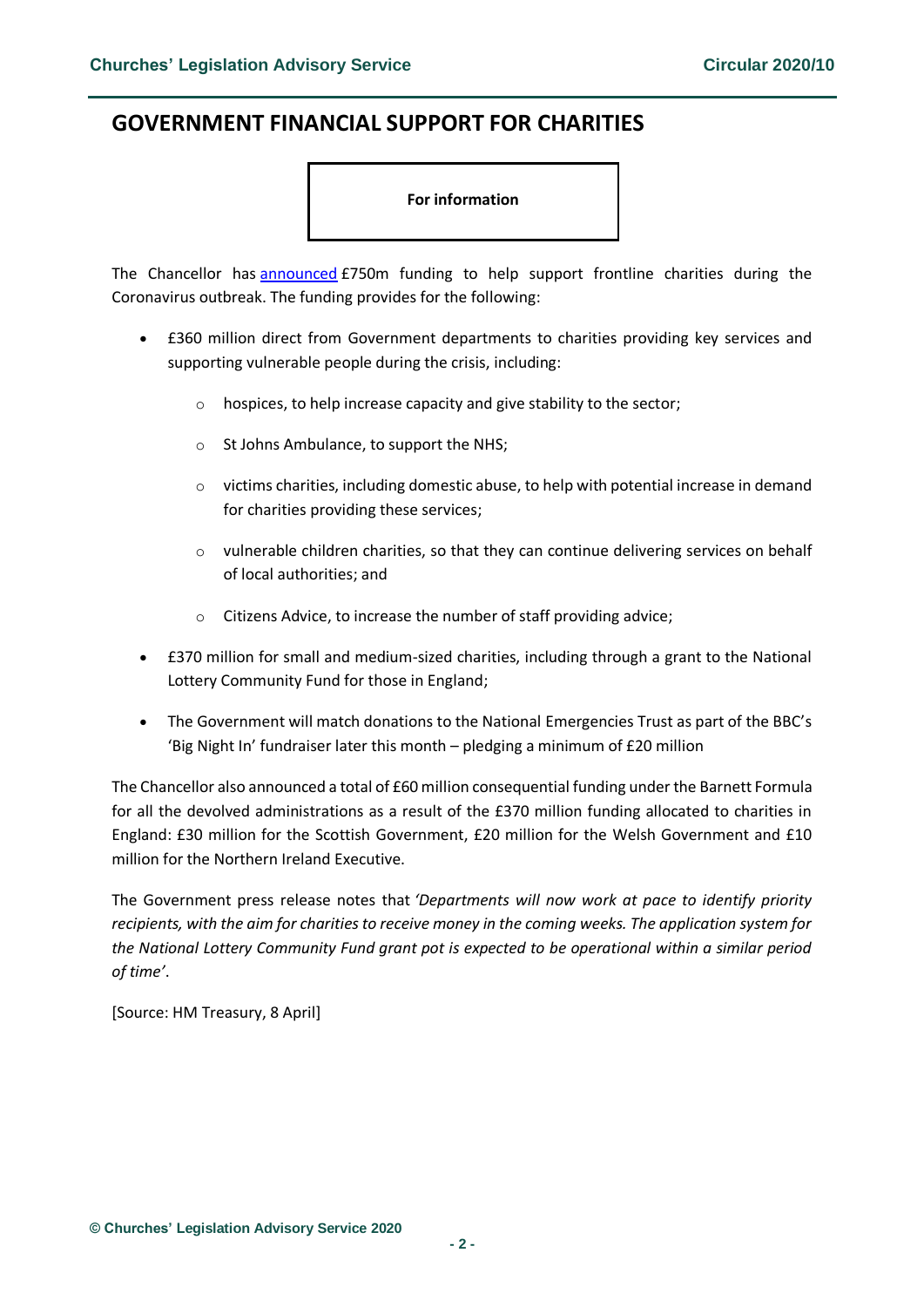# GOVERNMENT FINANCIAL SUPPORT FOR CHARITIES

**For information**

The Chancellor has announced £750m funding to help support frontline charities during the Coronavirus outbreak. The funding provides for the following:

- £360 million direct from Government departments to charities providing key services and supporting vulnerable people during the crisis, including:
    - hospices, to help increase capacity and give stability to the sector;
    - St Johns Ambulance, to support the NHS;
    - victims charities, including domestic abuse, to help with potential increase in demand for charities providing these services;
    - vulnerable children charities, so that they can continue delivering services on behalf of local authorities; and
    - Citizens Advice, to increase the number of staff providing advice;
- £370 million for small and medium-sized charities, including through a grant to the National Lottery Community Fund for those in England;
- The Government will match donations to the National Emergencies Trust as part of the BBC's 'Big Night In' fundraiser later this month – pledging a minimum of £20 million

The Chancellor also announced a total of £60 million consequential funding under the Barnett Formula for all the devolved administrations as a result of the £370 million funding allocated to charities in England: £30 million for the Scottish Government, £20 million for the Welsh Government and £10 million for the Northern Ireland Executive.

The Government press release notes that *'Departments will now work at pace to identify priority recipients, with the aim for charities to receive money in the coming weeks. The application system for the National Lottery Community Fund grant pot is expected to be operational within a similar period of time'*.

[Source: HM Treasury, 8 April]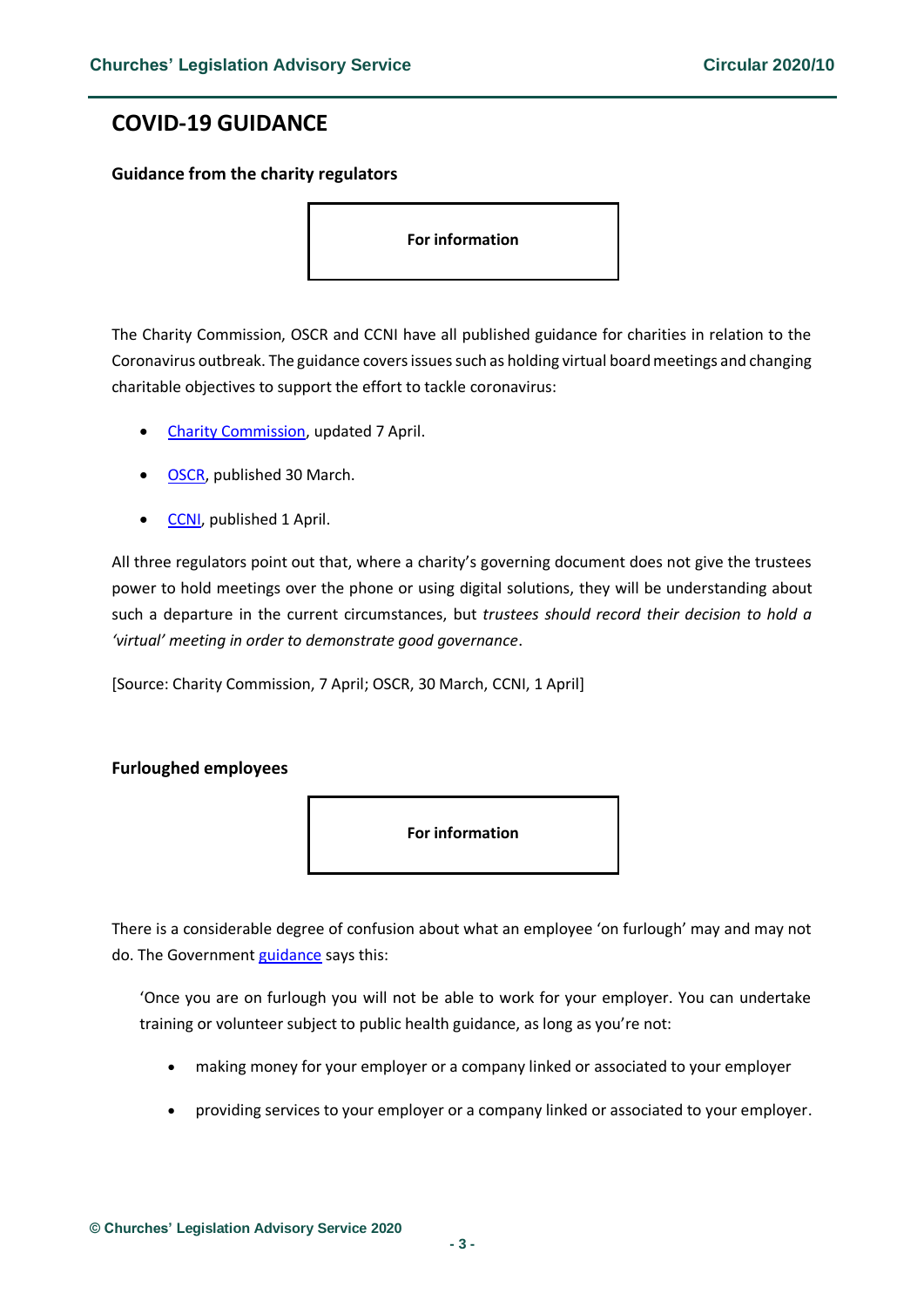# COVID-19 GUIDANCE

### Guidance from the charity regulators

**For information**

The Charity Commission, OSCR and CCNI have all published guidance for charities in relation to the Coronavirus outbreak. The guidance covers issues such as holding virtual board meetings and changing charitable objectives to support the effort to tackle coronavirus:

- Charity Commission, updated 7 April.
- OSCR, published 30 March.
- CCNI, published 1 April.

All three regulators point out that, where a charity's governing document does not give the trustees power to hold meetings over the phone or using digital solutions, they will be understanding about such a departure in the current circumstances, but *trustees should record their decision to hold a 'virtual' meeting in order to demonstrate good governance*.

[Source: Charity Commission, 7 April; OSCR, 30 March, CCNI, 1 April]

### Furloughed employees

**For information**

There is a considerable degree of confusion about what an employee 'on furlough' may and may not do. The Government guidance says this:

> 'Once you are on furlough you will not be able to work for your employer. You can undertake training or volunteer subject to public health guidance, as long as you're not:
>
> - making money for your employer or a company linked or associated to your employer
> - providing services to your employer or a company linked or associated to your employer.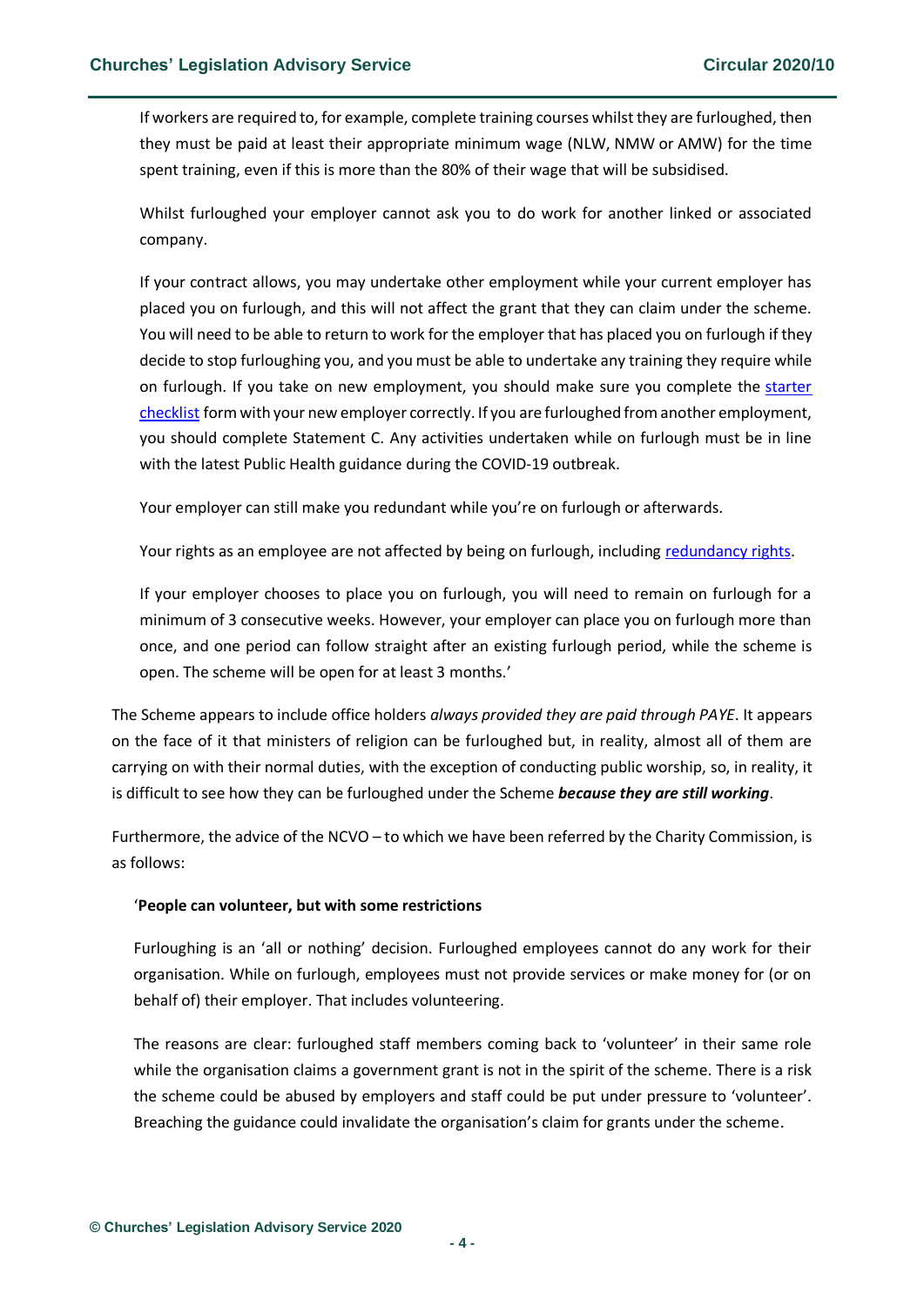If workers are required to, for example, complete training courses whilst they are furloughed, then they must be paid at least their appropriate minimum wage (NLW, NMW or AMW) for the time spent training, even if this is more than the 80% of their wage that will be subsidised.

Whilst furloughed your employer cannot ask you to do work for another linked or associated company.

If your contract allows, you may undertake other employment while your current employer has placed you on furlough, and this will not affect the grant that they can claim under the scheme. You will need to be able to return to work for the employer that has placed you on furlough if they decide to stop furloughing you, and you must be able to undertake any training they require while on furlough. If you take on new employment, you should make sure you complete the [starter checklist] form with your new employer correctly. If you are furloughed from another employment, you should complete Statement C. Any activities undertaken while on furlough must be in line with the latest Public Health guidance during the COVID-19 outbreak.

Your employer can still make you redundant while you're on furlough or afterwards.

Your rights as an employee are not affected by being on furlough, including [redundancy rights].

If your employer chooses to place you on furlough, you will need to remain on furlough for a minimum of 3 consecutive weeks. However, your employer can place you on furlough more than once, and one period can follow straight after an existing furlough period, while the scheme is open. The scheme will be open for at least 3 months.'

The Scheme appears to include office holders *always provided they are paid through PAYE*. It appears on the face of it that ministers of religion can be furloughed but, in reality, almost all of them are carrying on with their normal duties, with the exception of conducting public worship, so, in reality, it is difficult to see how they can be furloughed under the Scheme ***because they are still working***.

Furthermore, the advice of the NCVO – to which we have been referred by the Charity Commission, is as follows:

'**People can volunteer, but with some restrictions**

Furloughing is an 'all or nothing' decision. Furloughed employees cannot do any work for their organisation. While on furlough, employees must not provide services or make money for (or on behalf of) their employer. That includes volunteering.

The reasons are clear: furloughed staff members coming back to 'volunteer' in their same role while the organisation claims a government grant is not in the spirit of the scheme. There is a risk the scheme could be abused by employers and staff could be put under pressure to 'volunteer'. Breaching the guidance could invalidate the organisation's claim for grants under the scheme.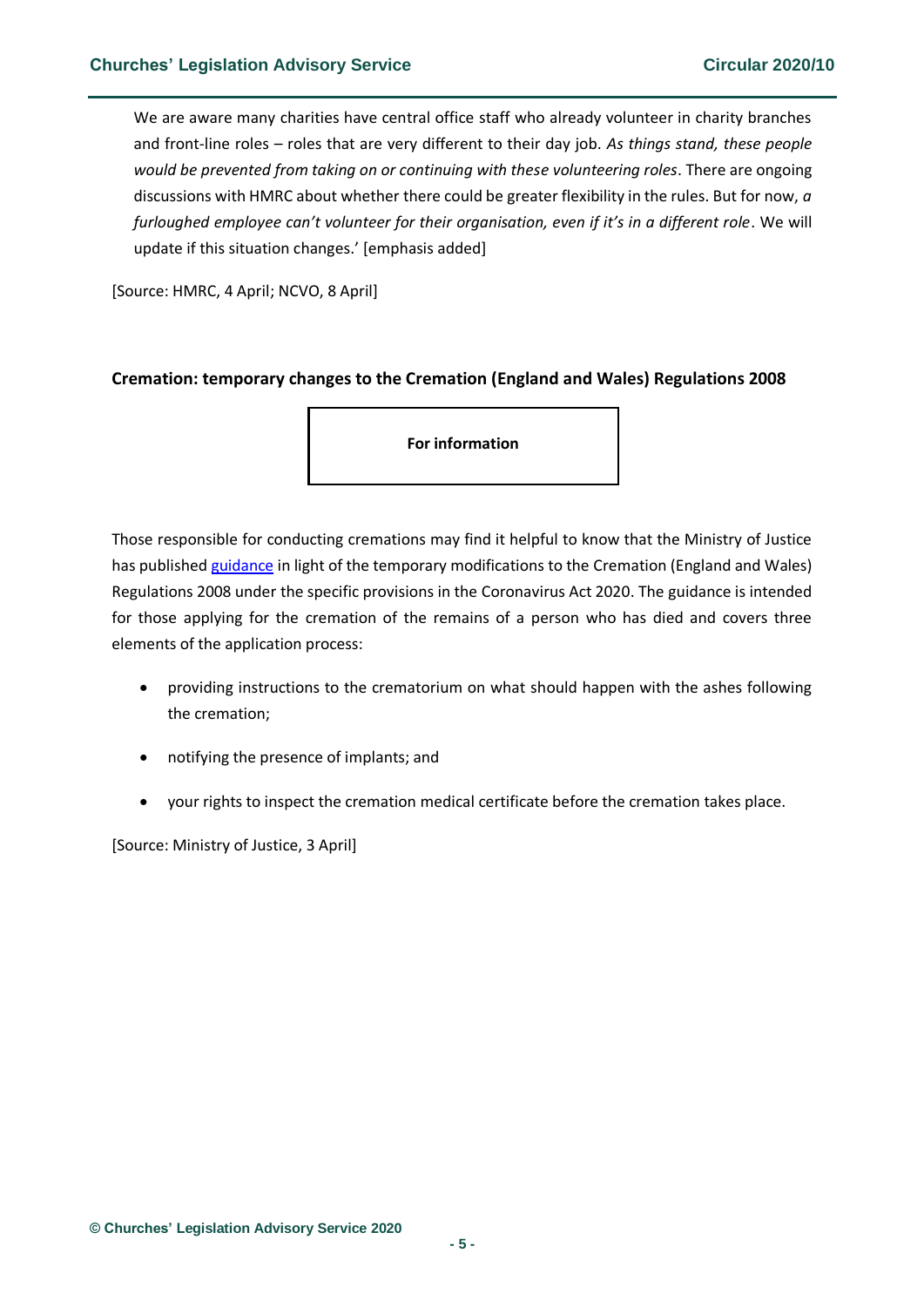We are aware many charities have central office staff who already volunteer in charity branches and front-line roles – roles that are very different to their day job. *As things stand, these people would be prevented from taking on or continuing with these volunteering roles*. There are ongoing discussions with HMRC about whether there could be greater flexibility in the rules. But for now, *a furloughed employee can't volunteer for their organisation, even if it's in a different role*. We will update if this situation changes.' [emphasis added]

[Source: HMRC, 4 April; NCVO, 8 April]

## Cremation: temporary changes to the Cremation (England and Wales) Regulations 2008

**For information**

Those responsible for conducting cremations may find it helpful to know that the Ministry of Justice has published guidance in light of the temporary modifications to the Cremation (England and Wales) Regulations 2008 under the specific provisions in the Coronavirus Act 2020. The guidance is intended for those applying for the cremation of the remains of a person who has died and covers three elements of the application process:

- providing instructions to the crematorium on what should happen with the ashes following the cremation;
- notifying the presence of implants; and
- your rights to inspect the cremation medical certificate before the cremation takes place.

[Source: Ministry of Justice, 3 April]